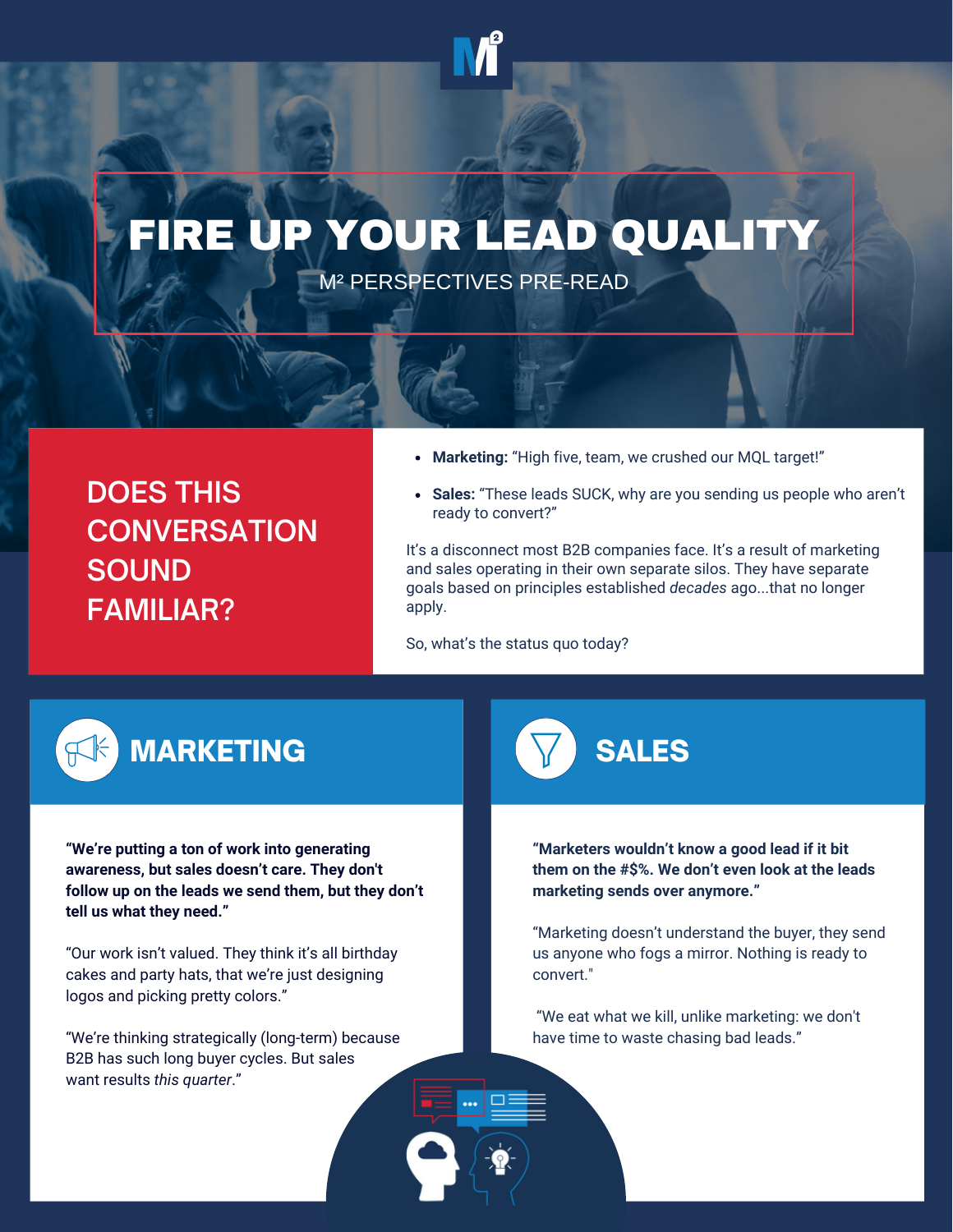# FIRE UP YOUR LEAD QUALITY

M² PERSPECTIVES PRE-READ

## DOES THIS CONVERSATION SOUND FAMILIAR?

- **Marketing:** "High five, team, we crushed our MQL target!"
- **Sales:** "These leads SUCK, why are you sending us people who aren't ready to convert?"

It's a disconnect most B2B companies face. It's a result of marketing and sales operating in their own separate silos. They have separate goals based on principles established *decades* ago...that no longer apply.

So, what's the status quo today?

## MARKETING

**"We're putting a ton of work into generating awareness, but sales doesn't care. They don't follow up on the leads we send them, but they don't tell us what they need."**

"Our work isn't valued. They think it's all birthday cakes and party hats, that we're just designing logos and picking pretty colors."

"We're thinking strategically (long-term) because B2B has such long buyer cycles. But sales want results *this quarter*."

## SALES

**"Marketers wouldn't know a good lead if it bit them on the #$%. We don't even look at the leads marketing sends over anymore."**

"Marketing doesn't understand the buyer, they send us anyone who fogs a mirror. Nothing is ready to convert."

"We eat what we kill, unlike marketing: we don't have time to waste chasing bad leads."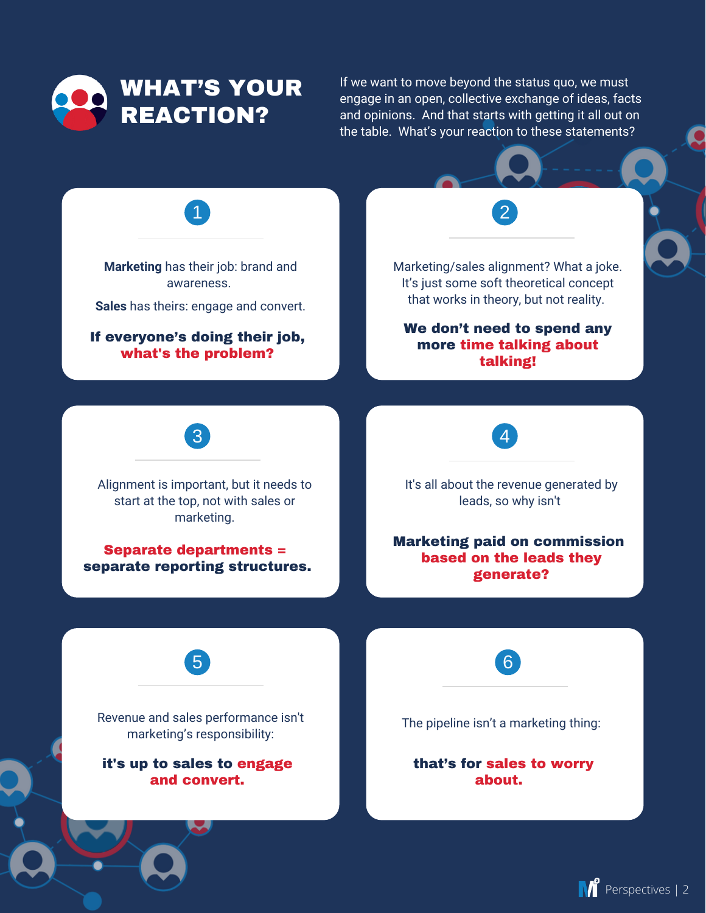# WHAT'S YOUR REACTION?

If we want to move beyond the status quo, we must engage in an open, collective exchange of ideas, facts and opinions. And that starts with getting it all out on the table. What's your reaction to these statements?

### 1

**Marketing** has their job: brand and awareness.

**Sales** has theirs: engage and convert.

**If everyone's doing their job, what's the problem?**

### 2

Marketing/sales alignment? What a joke. It's just some soft theoretical concept that works in theory, but not reality.

**We don't need to spend any more time talking about talking!**

### 3

Alignment is important, but it needs to start at the top, not with sales or marketing.

**Separate departments = separate reporting structures.**

### 4

It's all about the revenue generated by leads, so why isn't

**Marketing paid on commission based on the leads they generate?**

### 5

Revenue and sales performance isn't marketing's responsibility:

**it's up to sales to engage and convert.**

### 6

The pipeline isn't a marketing thing:

**that's for sales to worry about.**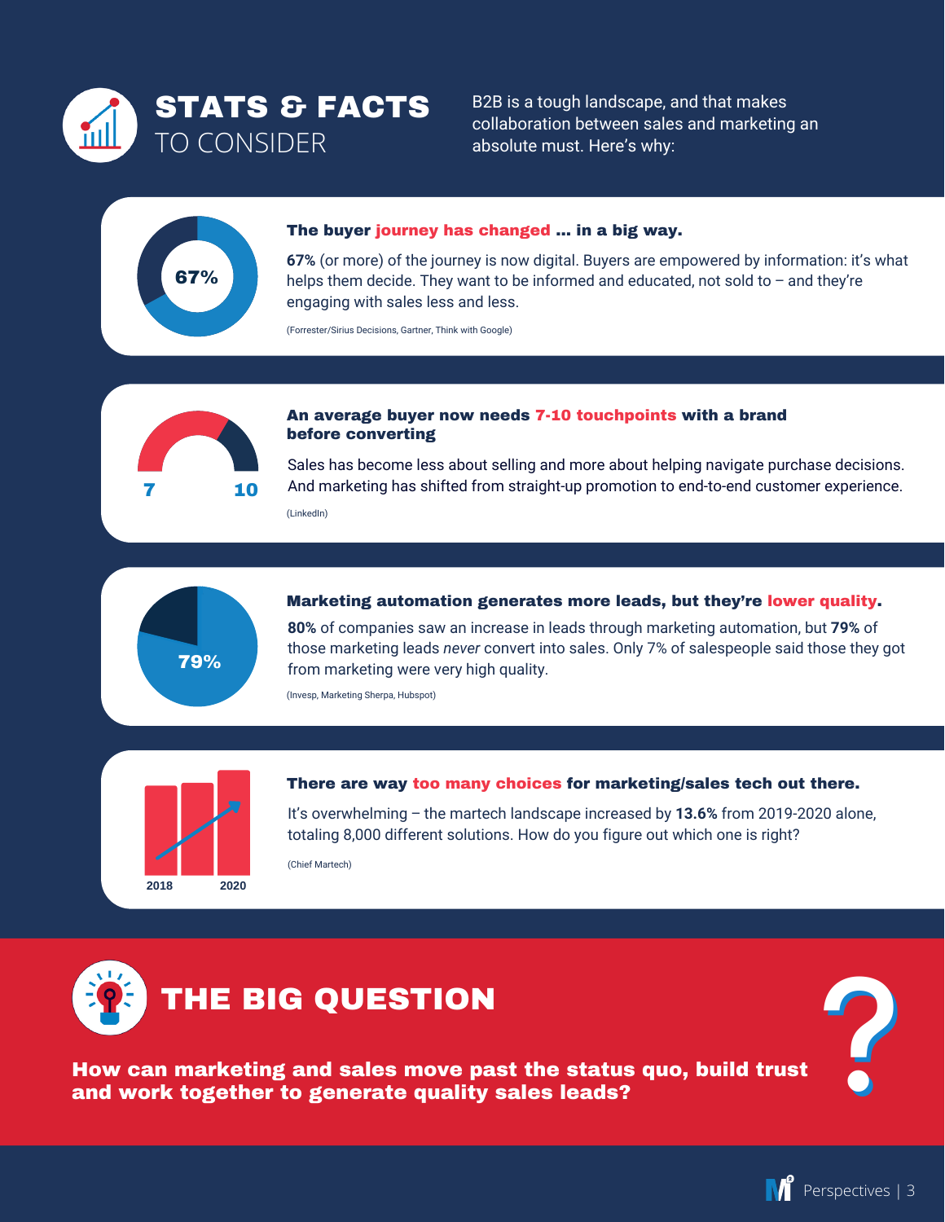# STATS & FACTS TO CONSIDER

B2B is a tough landscape, and that makes collaboration between sales and marketing an absolute must. Here's why:

67%

### The buyer journey has changed ... in a big way.

**67%** (or more) of the journey is now digital. Buyers are empowered by information: it's what helps them decide. They want to be informed and educated, not sold to – and they're engaging with sales less and less.

(Forrester/Sirius Decisions, Gartner, Think with Google)

7 10

### An average buyer now needs 7-10 touchpoints with a brand before converting

Sales has become less about selling and more about helping navigate purchase decisions. And marketing has shifted from straight-up promotion to end-to-end customer experience.

(LinkedIn)

79%

### Marketing automation generates more leads, but they're lower quality.

**80%** of companies saw an increase in leads through marketing automation, but **79%** of those marketing leads *never* convert into sales. Only 7% of salespeople said those they got from marketing were very high quality.

(Invesp, Marketing Sherpa, Hubspot)

2018 2020

### There are way too many choices for marketing/sales tech out there.

It's overwhelming – the martech landscape increased by **13.6%** from 2019-2020 alone, totaling 8,000 different solutions. How do you figure out which one is right?

(Chief Martech)

# THE BIG QUESTION

**How can marketing and sales move past the status quo, build trust and work together to generate quality sales leads?**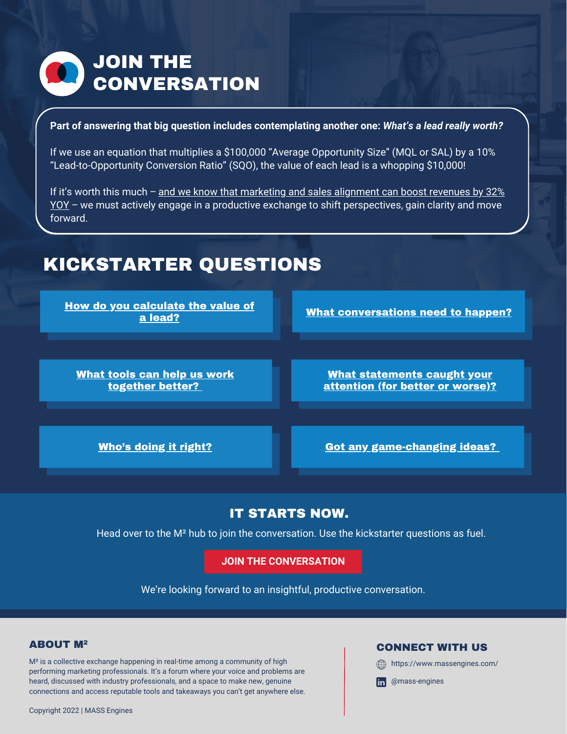# JOIN THE CONVERSATION

**Part of answering that big question includes contemplating another one: *What's a lead really worth?***

If we use an equation that multiplies a $100,000 "Average Opportunity Size" (MQL or SAL) by a 10% "Lead-to-Opportunity Conversion Ratio" (SQO), the value of each lead is a whopping $10,000!

If it's worth this much – and we know that marketing and sales alignment can boost revenues by 32% YOY – we must actively engage in a productive exchange to shift perspectives, gain clarity and move forward.

## KICKSTARTER QUESTIONS

- How do you calculate the value of a lead?
- What conversations need to happen?
- What tools can help us work together better?
- What statements caught your attention (for better or worse)?
- Who's doing it right?
- Got any game-changing ideas?

## IT STARTS NOW.

Head over to the M² hub to join the conversation. Use the kickstarter questions as fuel.

**JOIN THE CONVERSATION**

We're looking forward to an insightful, productive conversation.

### ABOUT M²

M² is a collective exchange happening in real-time among a community of high performing marketing professionals. It's a forum where your voice and problems are heard, discussed with industry professionals, and a space to make new, genuine connections and access reputable tools and takeaways you can't get anywhere else.

Copyright 2022 | MASS Engines

### CONNECT WITH US

https://www.massengines.com/

@mass-engines